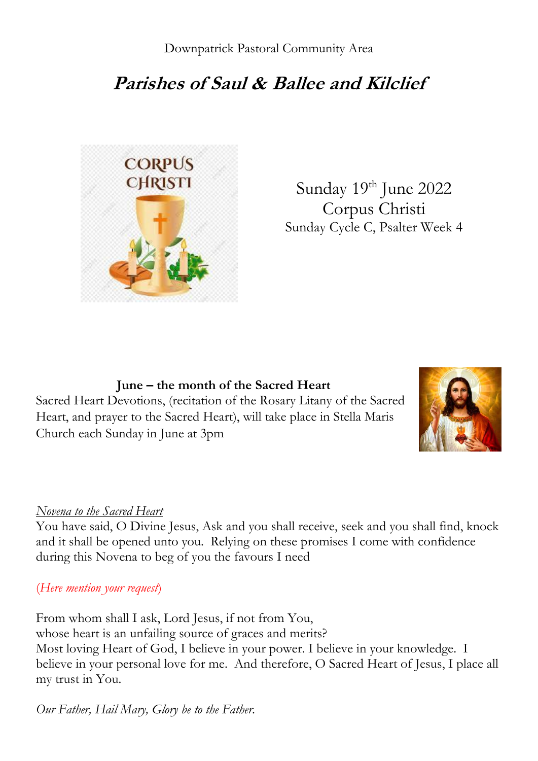Downpatrick Pastoral Community Area

# *Parishes of Saul & Ballee and Kilclief*

Sunday 19th June 2022
Corpus Christi
Sunday Cycle C, Psalter Week 4

**June – the month of the Sacred Heart**

Sacred Heart Devotions, (recitation of the Rosary Litany of the Sacred Heart, and prayer to the Sacred Heart), will take place in Stella Maris Church each Sunday in June at 3pm

*Novena to the Sacred Heart*

You have said, O Divine Jesus, Ask and you shall receive, seek and you shall find, knock and it shall be opened unto you. Relying on these promises I come with confidence during this Novena to beg of you the favours I need

(*Here mention your request*)

From whom shall I ask, Lord Jesus, if not from You,
whose heart is an unfailing source of graces and merits?
Most loving Heart of God, I believe in your power. I believe in your knowledge. I believe in your personal love for me. And therefore, O Sacred Heart of Jesus, I place all my trust in You.

*Our Father, Hail Mary, Glory be to the Father.*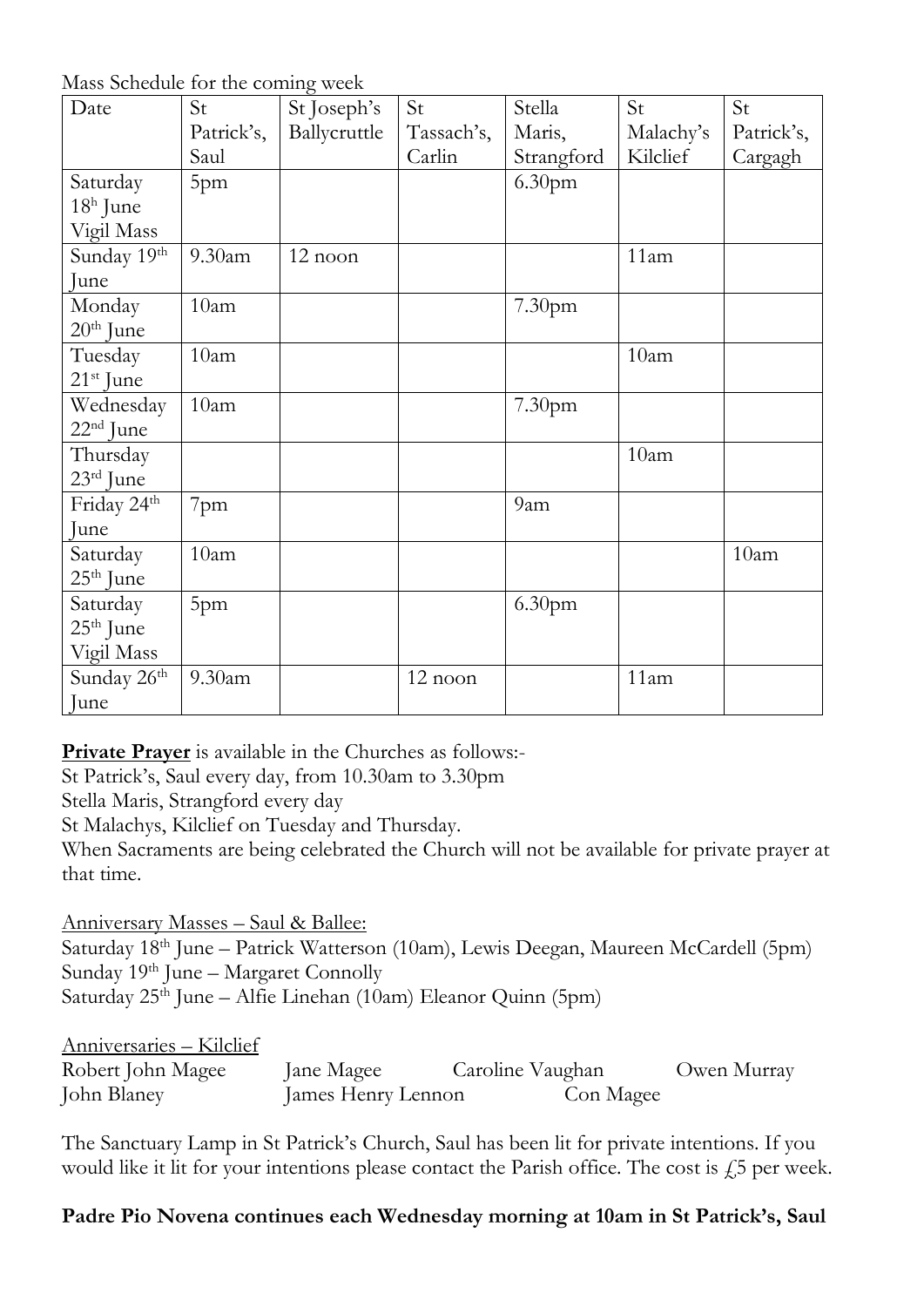Mass Schedule for the coming week

| Date | St Patrick's, Saul | St Joseph's Ballycruttle | St Tassach's, Carlin | Stella Maris, Strangford | St Malachy's Kilclief | St Patrick's, Cargagh |
|---|---|---|---|---|---|---|
| Saturday 18h June Vigil Mass | 5pm | | | 6.30pm | | |
| Sunday 19th June | 9.30am | 12 noon | | | 11am | |
| Monday 20th June | 10am | | | 7.30pm | | |
| Tuesday 21st June | 10am | | | | 10am | |
| Wednesday 22nd June | 10am | | | 7.30pm | | |
| Thursday 23rd June | | | | | 10am | |
| Friday 24th June | 7pm | | | 9am | | |
| Saturday 25th June | 10am | | | | | 10am |
| Saturday 25th June Vigil Mass | 5pm | | | 6.30pm | | |
| Sunday 26th June | 9.30am | | 12 noon | | 11am | |

**Private Prayer** is available in the Churches as follows:-

St Patrick's, Saul every day, from 10.30am to 3.30pm

Stella Maris, Strangford every day

St Malachys, Kilclief on Tuesday and Thursday.

When Sacraments are being celebrated the Church will not be available for private prayer at that time.

Anniversary Masses – Saul & Ballee:

Saturday 18th June – Patrick Watterson (10am), Lewis Deegan, Maureen McCardell (5pm)

Sunday 19th June – Margaret Connolly

Saturday 25th June – Alfie Linehan (10am) Eleanor Quinn (5pm)

Anniversaries – Kilclief

Robert John Magee    Jane Magee    Caroline Vaughan    Owen Murray

John Blaney    James Henry Lennon    Con Magee

The Sanctuary Lamp in St Patrick's Church, Saul has been lit for private intentions. If you would like it lit for your intentions please contact the Parish office. The cost is £5 per week.

**Padre Pio Novena continues each Wednesday morning at 10am in St Patrick's, Saul**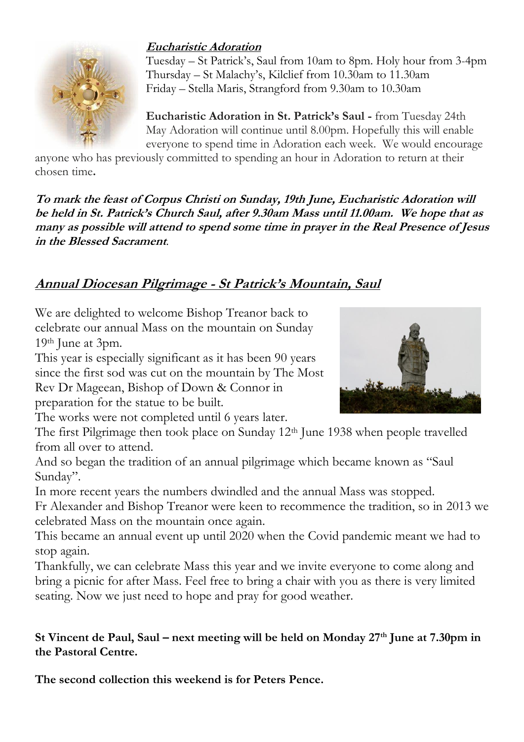***Eucharistic Adoration***

Tuesday – St Patrick's, Saul from 10am to 8pm. Holy hour from 3-4pm
Thursday – St Malachy's, Kilclief from 10.30am to 11.30am
Friday – Stella Maris, Strangford from 9.30am to 10.30am

**Eucharistic Adoration in St. Patrick's Saul -** from Tuesday 24th May Adoration will continue until 8.00pm. Hopefully this will enable everyone to spend time in Adoration each week. We would encourage anyone who has previously committed to spending an hour in Adoration to return at their chosen time**.**

***To mark the feast of Corpus Christi on Sunday, 19th June, Eucharistic Adoration will be held in St. Patrick's Church Saul, after 9.30am Mass until 11.00am. We hope that as many as possible will attend to spend some time in prayer in the Real Presence of Jesus in the Blessed Sacrament**.*

## ***Annual Diocesan Pilgrimage - St Patrick's Mountain, Saul***

We are delighted to welcome Bishop Treanor back to celebrate our annual Mass on the mountain on Sunday 19th June at 3pm.

This year is especially significant as it has been 90 years since the first sod was cut on the mountain by The Most Rev Dr Mageean, Bishop of Down & Connor in preparation for the statue to be built.

The works were not completed until 6 years later.

The first Pilgrimage then took place on Sunday 12th June 1938 when people travelled from all over to attend.

And so began the tradition of an annual pilgrimage which became known as "Saul Sunday".

In more recent years the numbers dwindled and the annual Mass was stopped.

Fr Alexander and Bishop Treanor were keen to recommence the tradition, so in 2013 we celebrated Mass on the mountain once again.

This became an annual event up until 2020 when the Covid pandemic meant we had to stop again.

Thankfully, we can celebrate Mass this year and we invite everyone to come along and bring a picnic for after Mass. Feel free to bring a chair with you as there is very limited seating. Now we just need to hope and pray for good weather.

**St Vincent de Paul, Saul – next meeting will be held on Monday 27th June at 7.30pm in the Pastoral Centre.**

**The second collection this weekend is for Peters Pence.**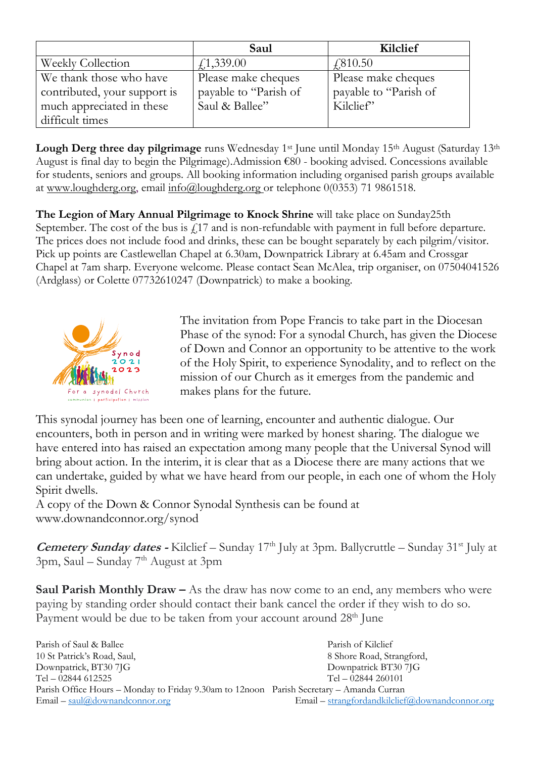| | Saul | Kilclief |
|---|---|---|
| Weekly Collection | £1,339.00 | £810.50 |
| We thank those who have contributed, your support is much appreciated in these difficult times | Please make cheques payable to "Parish of Saul & Ballee" | Please make cheques payable to "Parish of Kilclief" |

**Lough Derg three day pilgrimage** runs Wednesday 1st June until Monday 15th August (Saturday 13th August is final day to begin the Pilgrimage).Admission €80 - booking advised. Concessions available for students, seniors and groups. All booking information including organised parish groups available at www.loughderg.org, email info@loughderg.org or telephone 0(0353) 71 9861518.

**The Legion of Mary Annual Pilgrimage to Knock Shrine** will take place on Sunday25th September. The cost of the bus is £17 and is non-refundable with payment in full before departure. The prices does not include food and drinks, these can be bought separately by each pilgrim/visitor. Pick up points are Castlewellan Chapel at 6.30am, Downpatrick Library at 6.45am and Crossgar Chapel at 7am sharp. Everyone welcome. Please contact Sean McAlea, trip organiser, on 07504041526 (Ardglass) or Colette 07732610247 (Downpatrick) to make a booking.

Synod 2021 2023
For a synodal Church
communion | participation | mission

The invitation from Pope Francis to take part in the Diocesan Phase of the synod: For a synodal Church, has given the Diocese of Down and Connor an opportunity to be attentive to the work of the Holy Spirit, to experience Synodality, and to reflect on the mission of our Church as it emerges from the pandemic and makes plans for the future.

This synodal journey has been one of learning, encounter and authentic dialogue. Our encounters, both in person and in writing were marked by honest sharing. The dialogue we have entered into has raised an expectation among many people that the Universal Synod will bring about action. In the interim, it is clear that as a Diocese there are many actions that we can undertake, guided by what we have heard from our people, in each one of whom the Holy Spirit dwells.
A copy of the Down & Connor Synodal Synthesis can be found at www.downandconnor.org/synod

***Cemetery Sunday dates -*** Kilclief – Sunday 17th July at 3pm. Ballycruttle – Sunday 31st July at 3pm, Saul – Sunday 7th August at 3pm

**Saul Parish Monthly Draw –** As the draw has now come to an end, any members who were paying by standing order should contact their bank cancel the order if they wish to do so. Payment would be due to be taken from your account around 28th June

Parish of Saul & Ballee
10 St Patrick's Road, Saul,
Downpatrick, BT30 7JG
Tel – 02844 612525
Parish Office Hours – Monday to Friday 9.30am to 12noon
Email – saul@downandconnor.org

Parish of Kilclief
8 Shore Road, Strangford,
Downpatrick BT30 7JG
Tel – 02844 260101
Parish Secretary – Amanda Curran
Email – strangfordandkilclief@downandconnor.org